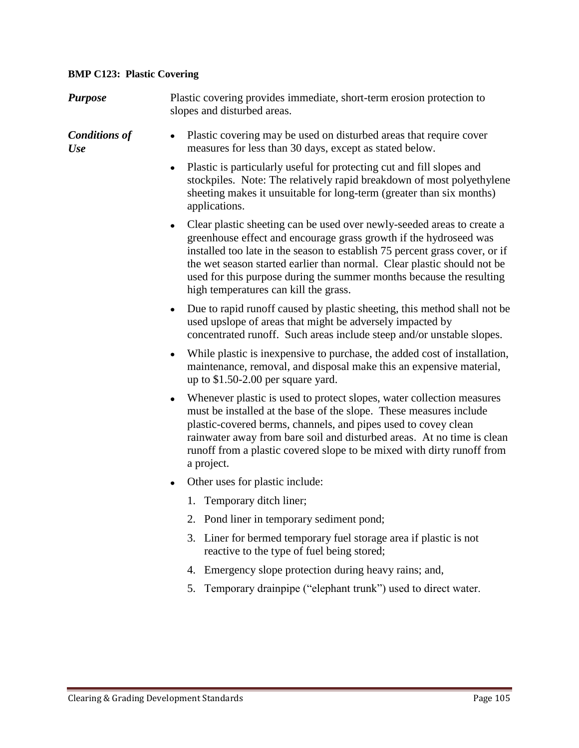**BMP C123: Plastic Covering**

***Purpose***

Plastic covering provides immediate, short-term erosion protection to slopes and disturbed areas.

***Conditions of Use***

- Plastic covering may be used on disturbed areas that require cover measures for less than 30 days, except as stated below.
- Plastic is particularly useful for protecting cut and fill slopes and stockpiles. Note: The relatively rapid breakdown of most polyethylene sheeting makes it unsuitable for long-term (greater than six months) applications.
- Clear plastic sheeting can be used over newly-seeded areas to create a greenhouse effect and encourage grass growth if the hydroseed was installed too late in the season to establish 75 percent grass cover, or if the wet season started earlier than normal. Clear plastic should not be used for this purpose during the summer months because the resulting high temperatures can kill the grass.
- Due to rapid runoff caused by plastic sheeting, this method shall not be used upslope of areas that might be adversely impacted by concentrated runoff. Such areas include steep and/or unstable slopes.
- While plastic is inexpensive to purchase, the added cost of installation, maintenance, removal, and disposal make this an expensive material, up to $1.50-2.00 per square yard.
- Whenever plastic is used to protect slopes, water collection measures must be installed at the base of the slope. These measures include plastic-covered berms, channels, and pipes used to covey clean rainwater away from bare soil and disturbed areas. At no time is clean runoff from a plastic covered slope to be mixed with dirty runoff from a project.
- Other uses for plastic include:
  1. Temporary ditch liner;
  2. Pond liner in temporary sediment pond;
  3. Liner for bermed temporary fuel storage area if plastic is not reactive to the type of fuel being stored;
  4. Emergency slope protection during heavy rains; and,
  5. Temporary drainpipe ("elephant trunk") used to direct water.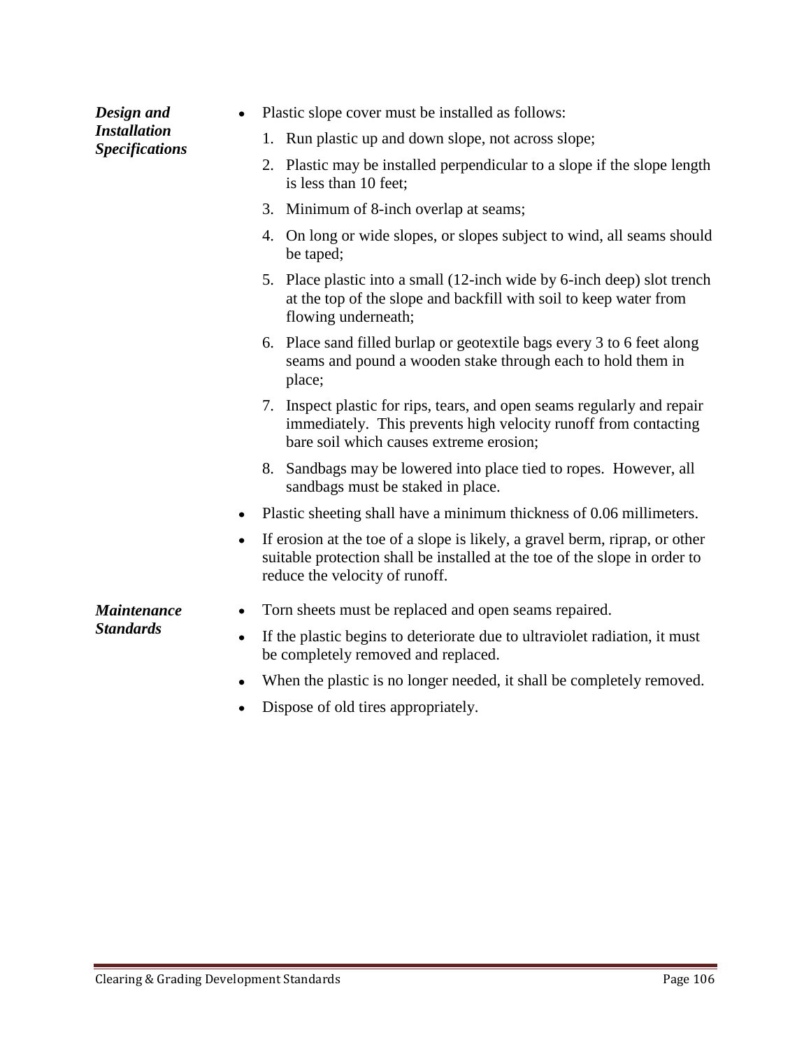***Design and Installation Specifications***

- Plastic slope cover must be installed as follows:
  1. Run plastic up and down slope, not across slope;
  2. Plastic may be installed perpendicular to a slope if the slope length is less than 10 feet;
  3. Minimum of 8-inch overlap at seams;
  4. On long or wide slopes, or slopes subject to wind, all seams should be taped;
  5. Place plastic into a small (12-inch wide by 6-inch deep) slot trench at the top of the slope and backfill with soil to keep water from flowing underneath;
  6. Place sand filled burlap or geotextile bags every 3 to 6 feet along seams and pound a wooden stake through each to hold them in place;
  7. Inspect plastic for rips, tears, and open seams regularly and repair immediately. This prevents high velocity runoff from contacting bare soil which causes extreme erosion;
  8. Sandbags may be lowered into place tied to ropes. However, all sandbags must be staked in place.
- Plastic sheeting shall have a minimum thickness of 0.06 millimeters.
- If erosion at the toe of a slope is likely, a gravel berm, riprap, or other suitable protection shall be installed at the toe of the slope in order to reduce the velocity of runoff.

***Maintenance Standards***

- Torn sheets must be replaced and open seams repaired.
- If the plastic begins to deteriorate due to ultraviolet radiation, it must be completely removed and replaced.
- When the plastic is no longer needed, it shall be completely removed.
- Dispose of old tires appropriately.